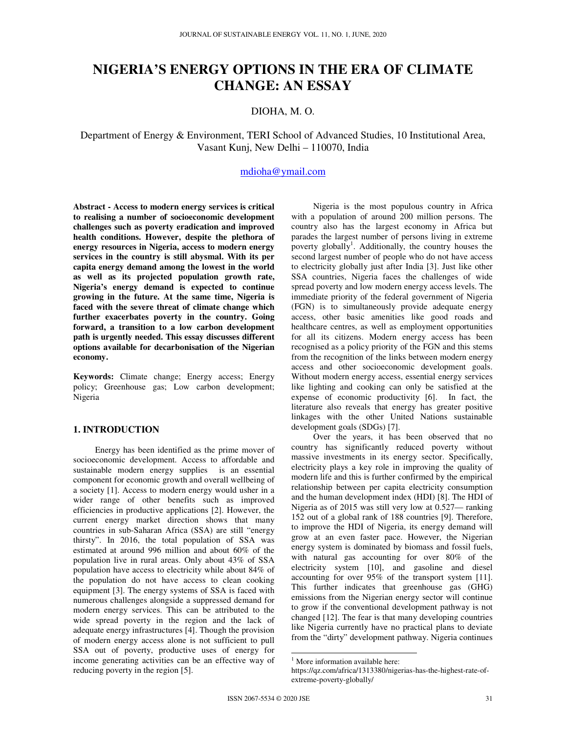# NIGERIA'S ENERGY OPTIONS IN THE ERA OF CLIMATE CHANGE: AN ESSAY

DIOHA, M. O.

Department of Energy & Environment, TERI School of Advanced Studies, 10 Institutional Area, Vasant Kunj, New Delhi – 110070, India

mdioha@ymail.com

**Abstract - Access to modern energy services is critical to realising a number of socioeconomic development challenges such as poverty eradication and improved health conditions. However, despite the plethora of energy resources in Nigeria, access to modern energy services in the country is still abysmal. With its per capita energy demand among the lowest in the world as well as its projected population growth rate, Nigeria's energy demand is expected to continue growing in the future. At the same time, Nigeria is faced with the severe threat of climate change which further exacerbates poverty in the country. Going forward, a transition to a low carbon development path is urgently needed. This essay discusses different options available for decarbonisation of the Nigerian economy.**

**Keywords:** Climate change; Energy access; Energy policy; Greenhouse gas; Low carbon development; Nigeria

## 1. INTRODUCTION

Energy has been identified as the prime mover of socioeconomic development. Access to affordable and sustainable modern energy supplies is an essential component for economic growth and overall wellbeing of a society [1]. Access to modern energy would usher in a wider range of other benefits such as improved efficiencies in productive applications [2]. However, the current energy market direction shows that many countries in sub-Saharan Africa (SSA) are still "energy thirsty". In 2016, the total population of SSA was estimated at around 996 million and about 60% of the population live in rural areas. Only about 43% of SSA population have access to electricity while about 84% of the population do not have access to clean cooking equipment [3]. The energy systems of SSA is faced with numerous challenges alongside a suppressed demand for modern energy services. This can be attributed to the wide spread poverty in the region and the lack of adequate energy infrastructures [4]. Though the provision of modern energy access alone is not sufficient to pull SSA out of poverty, productive uses of energy for income generating activities can be an effective way of reducing poverty in the region [5].

Nigeria is the most populous country in Africa with a population of around 200 million persons. The country also has the largest economy in Africa but parades the largest number of persons living in extreme poverty globally[1]. Additionally, the country houses the second largest number of people who do not have access to electricity globally just after India [3]. Just like other SSA countries, Nigeria faces the challenges of wide spread poverty and low modern energy access levels. The immediate priority of the federal government of Nigeria (FGN) is to simultaneously provide adequate energy access, other basic amenities like good roads and healthcare centres, as well as employment opportunities for all its citizens. Modern energy access has been recognised as a policy priority of the FGN and this stems from the recognition of the links between modern energy access and other socioeconomic development goals. Without modern energy access, essential energy services like lighting and cooking can only be satisfied at the expense of economic productivity [6]. In fact, the literature also reveals that energy has greater positive linkages with the other United Nations sustainable development goals (SDGs) [7].

Over the years, it has been observed that no country has significantly reduced poverty without massive investments in its energy sector. Specifically, electricity plays a key role in improving the quality of modern life and this is further confirmed by the empirical relationship between per capita electricity consumption and the human development index (HDI) [8]. The HDI of Nigeria as of 2015 was still very low at 0.527— ranking 152 out of a global rank of 188 countries [9]. Therefore, to improve the HDI of Nigeria, its energy demand will grow at an even faster pace. However, the Nigerian energy system is dominated by biomass and fossil fuels, with natural gas accounting for over 80% of the electricity system [10], and gasoline and diesel accounting for over 95% of the transport system [11]. This further indicates that greenhouse gas (GHG) emissions from the Nigerian energy sector will continue to grow if the conventional development pathway is not changed [12]. The fear is that many developing countries like Nigeria currently have no practical plans to deviate from the "dirty" development pathway. Nigeria continues

[1] More information available here: https://qz.com/africa/1313380/nigerias-has-the-highest-rate-of-extreme-poverty-globally/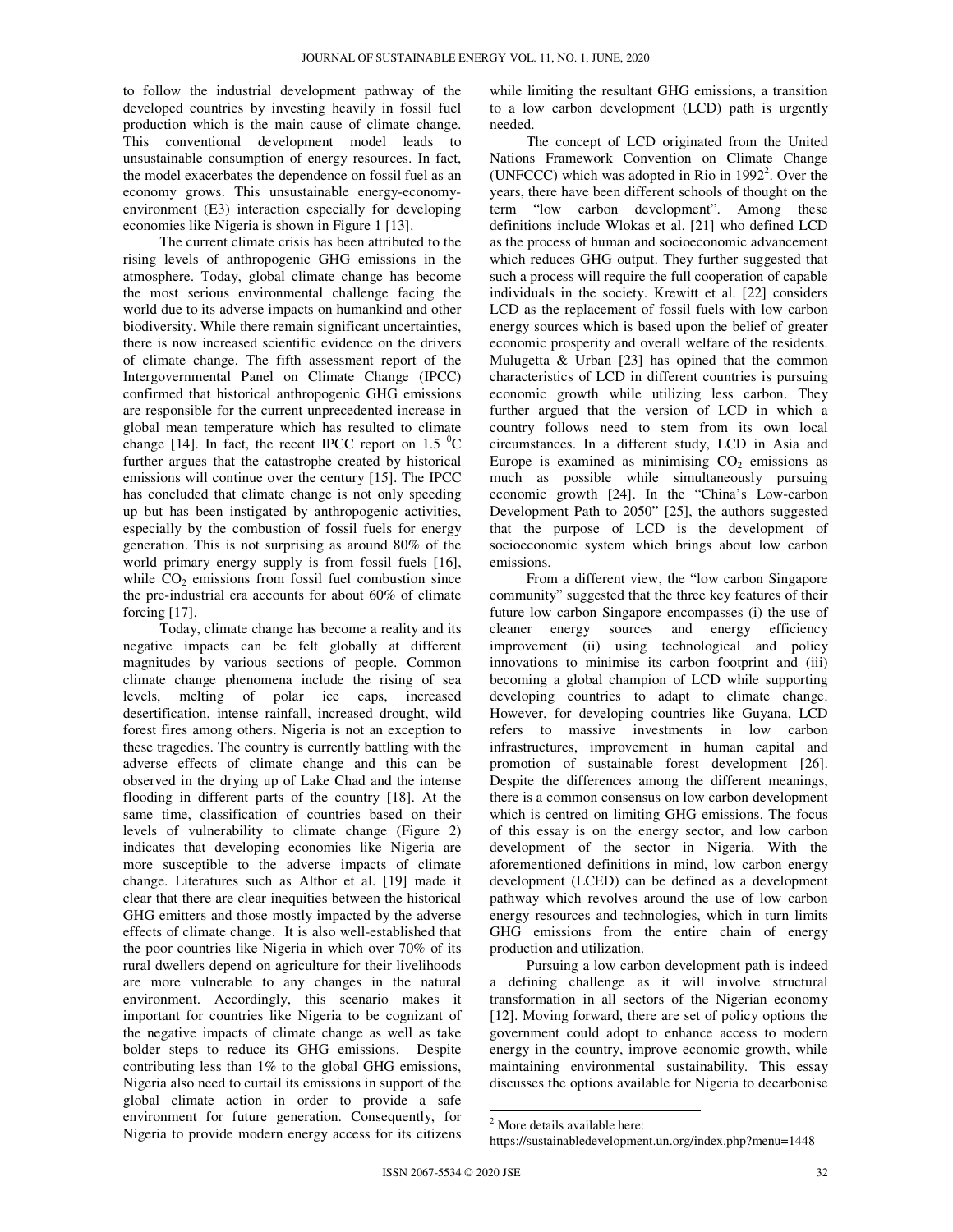to follow the industrial development pathway of the developed countries by investing heavily in fossil fuel production which is the main cause of climate change. This conventional development model leads to unsustainable consumption of energy resources. In fact, the model exacerbates the dependence on fossil fuel as an economy grows. This unsustainable energy-economy-environment (E3) interaction especially for developing economies like Nigeria is shown in Figure 1 [13].

The current climate crisis has been attributed to the rising levels of anthropogenic GHG emissions in the atmosphere. Today, global climate change has become the most serious environmental challenge facing the world due to its adverse impacts on humankind and other biodiversity. While there remain significant uncertainties, there is now increased scientific evidence on the drivers of climate change. The fifth assessment report of the Intergovernmental Panel on Climate Change (IPCC) confirmed that historical anthropogenic GHG emissions are responsible for the current unprecedented increase in global mean temperature which has resulted to climate change [14]. In fact, the recent IPCC report on 1.5 $^{0}$C further argues that the catastrophe created by historical emissions will continue over the century [15]. The IPCC has concluded that climate change is not only speeding up but has been instigated by anthropogenic activities, especially by the combustion of fossil fuels for energy generation. This is not surprising as around 80% of the world primary energy supply is from fossil fuels [16], while $CO_2$ emissions from fossil fuel combustion since the pre-industrial era accounts for about 60% of climate forcing [17].

Today, climate change has become a reality and its negative impacts can be felt globally at different magnitudes by various sections of people. Common climate change phenomena include the rising of sea levels, melting of polar ice caps, increased desertification, intense rainfall, increased drought, wild forest fires among others. Nigeria is not an exception to these tragedies. The country is currently battling with the adverse effects of climate change and this can be observed in the drying up of Lake Chad and the intense flooding in different parts of the country [18]. At the same time, classification of countries based on their levels of vulnerability to climate change (Figure 2) indicates that developing economies like Nigeria are more susceptible to the adverse impacts of climate change. Literatures such as Althor et al. [19] made it clear that there are clear inequities between the historical GHG emitters and those mostly impacted by the adverse effects of climate change. It is also well-established that the poor countries like Nigeria in which over 70% of its rural dwellers depend on agriculture for their livelihoods are more vulnerable to any changes in the natural environment. Accordingly, this scenario makes it important for countries like Nigeria to be cognizant of the negative impacts of climate change as well as take bolder steps to reduce its GHG emissions. Despite contributing less than 1% to the global GHG emissions, Nigeria also need to curtail its emissions in support of the global climate action in order to provide a safe environment for future generation. Consequently, for Nigeria to provide modern energy access for its citizens while limiting the resultant GHG emissions, a transition to a low carbon development (LCD) path is urgently needed.

The concept of LCD originated from the United Nations Framework Convention on Climate Change (UNFCCC) which was adopted in Rio in 1992[2]. Over the years, there have been different schools of thought on the term "low carbon development". Among these definitions include Wlokas et al. [21] who defined LCD as the process of human and socioeconomic advancement which reduces GHG output. They further suggested that such a process will require the full cooperation of capable individuals in the society. Krewitt et al. [22] considers LCD as the replacement of fossil fuels with low carbon energy sources which is based upon the belief of greater economic prosperity and overall welfare of the residents. Mulugetta & Urban [23] has opined that the common characteristics of LCD in different countries is pursuing economic growth while utilizing less carbon. They further argued that the version of LCD in which a country follows need to stem from its own local circumstances. In a different study, LCD in Asia and Europe is examined as minimising $CO_2$ emissions as much as possible while simultaneously pursuing economic growth [24]. In the "China's Low-carbon Development Path to 2050" [25], the authors suggested that the purpose of LCD is the development of socioeconomic system which brings about low carbon emissions.

From a different view, the "low carbon Singapore community" suggested that the three key features of their future low carbon Singapore encompasses (i) the use of cleaner energy sources and energy efficiency improvement (ii) using technological and policy innovations to minimise its carbon footprint and (iii) becoming a global champion of LCD while supporting developing countries to adapt to climate change. However, for developing countries like Guyana, LCD refers to massive investments in low carbon infrastructures, improvement in human capital and promotion of sustainable forest development [26]. Despite the differences among the different meanings, there is a common consensus on low carbon development which is centred on limiting GHG emissions. The focus of this essay is on the energy sector, and low carbon development of the sector in Nigeria. With the aforementioned definitions in mind, low carbon energy development (LCED) can be defined as a development pathway which revolves around the use of low carbon energy resources and technologies, which in turn limits GHG emissions from the entire chain of energy production and utilization.

Pursuing a low carbon development path is indeed a defining challenge as it will involve structural transformation in all sectors of the Nigerian economy [12]. Moving forward, there are set of policy options the government could adopt to enhance access to modern energy in the country, improve economic growth, while maintaining environmental sustainability. This essay discusses the options available for Nigeria to decarbonise

[2] More details available here: https://sustainabledevelopment.un.org/index.php?menu=1448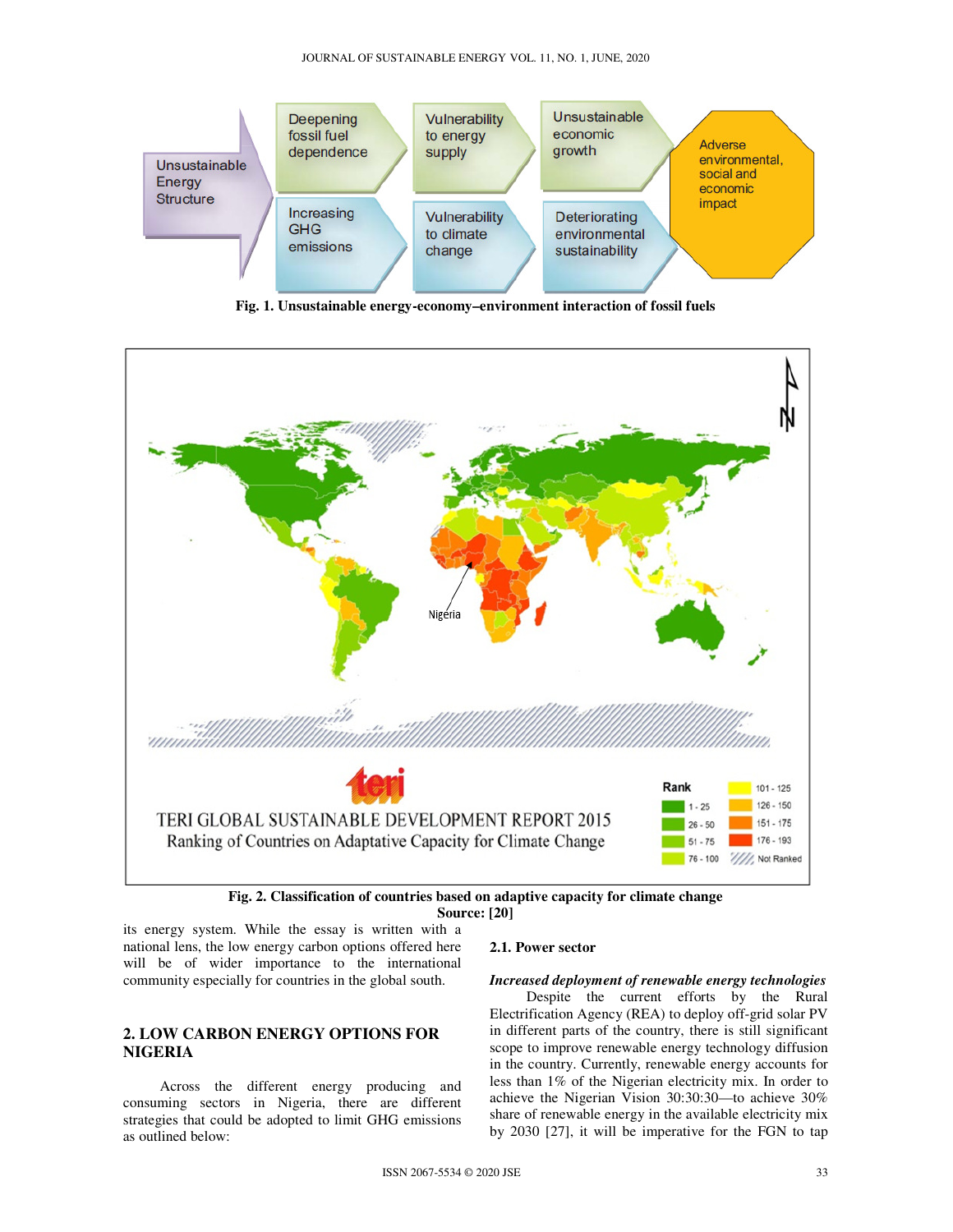Fig. 1. Unsustainable energy-economy–environment interaction of fossil fuels

Fig. 2. Classification of countries based on adaptive capacity for climate change
Source: [20]

its energy system. While the essay is written with a national lens, the low energy carbon options offered here will be of wider importance to the international community especially for countries in the global south.

## 2. LOW CARBON ENERGY OPTIONS FOR NIGERIA

Across the different energy producing and consuming sectors in Nigeria, there are different strategies that could be adopted to limit GHG emissions as outlined below:

### 2.1. Power sector

***Increased deployment of renewable energy technologies***

Despite the current efforts by the Rural Electrification Agency (REA) to deploy off-grid solar PV in different parts of the country, there is still significant scope to improve renewable energy technology diffusion in the country. Currently, renewable energy accounts for less than 1% of the Nigerian electricity mix. In order to achieve the Nigerian Vision 30:30:30—to achieve 30% share of renewable energy in the available electricity mix by 2030 [27], it will be imperative for the FGN to tap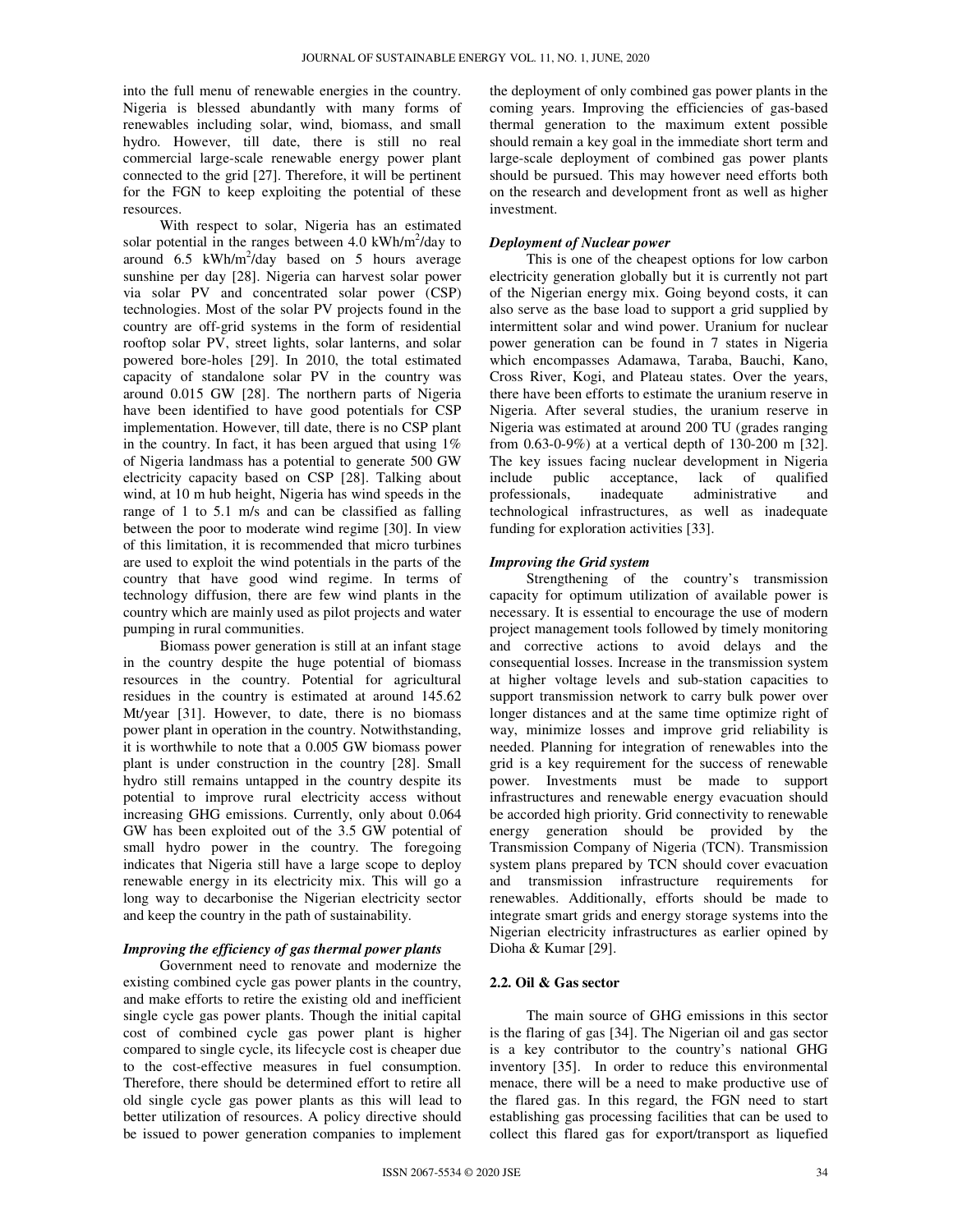into the full menu of renewable energies in the country. Nigeria is blessed abundantly with many forms of renewables including solar, wind, biomass, and small hydro. However, till date, there is still no real commercial large-scale renewable energy power plant connected to the grid [27]. Therefore, it will be pertinent for the FGN to keep exploiting the potential of these resources.

With respect to solar, Nigeria has an estimated solar potential in the ranges between 4.0 $kWh/m^2$/day to around 6.5 $kWh/m^2$/day based on 5 hours average sunshine per day [28]. Nigeria can harvest solar power via solar PV and concentrated solar power (CSP) technologies. Most of the solar PV projects found in the country are off-grid systems in the form of residential rooftop solar PV, street lights, solar lanterns, and solar powered bore-holes [29]. In 2010, the total estimated capacity of standalone solar PV in the country was around 0.015 GW [28]. The northern parts of Nigeria have been identified to have good potentials for CSP implementation. However, till date, there is no CSP plant in the country. In fact, it has been argued that using 1% of Nigeria landmass has a potential to generate 500 GW electricity capacity based on CSP [28]. Talking about wind, at 10 m hub height, Nigeria has wind speeds in the range of 1 to 5.1 m/s and can be classified as falling between the poor to moderate wind regime [30]. In view of this limitation, it is recommended that micro turbines are used to exploit the wind potentials in the parts of the country that have good wind regime. In terms of technology diffusion, there are few wind plants in the country which are mainly used as pilot projects and water pumping in rural communities.

Biomass power generation is still at an infant stage in the country despite the huge potential of biomass resources in the country. Potential for agricultural residues in the country is estimated at around 145.62 Mt/year [31]. However, to date, there is no biomass power plant in operation in the country. Notwithstanding, it is worthwhile to note that a 0.005 GW biomass power plant is under construction in the country [28]. Small hydro still remains untapped in the country despite its potential to improve rural electricity access without increasing GHG emissions. Currently, only about 0.064 GW has been exploited out of the 3.5 GW potential of small hydro power in the country. The foregoing indicates that Nigeria still have a large scope to deploy renewable energy in its electricity mix. This will go a long way to decarbonise the Nigerian electricity sector and keep the country in the path of sustainability.

***Improving the efficiency of gas thermal power plants***

Government need to renovate and modernize the existing combined cycle gas power plants in the country, and make efforts to retire the existing old and inefficient single cycle gas power plants. Though the initial capital cost of combined cycle gas power plant is higher compared to single cycle, its lifecycle cost is cheaper due to the cost-effective measures in fuel consumption. Therefore, there should be determined effort to retire all old single cycle gas power plants as this will lead to better utilization of resources. A policy directive should be issued to power generation companies to implement the deployment of only combined gas power plants in the coming years. Improving the efficiencies of gas-based thermal generation to the maximum extent possible should remain a key goal in the immediate short term and large-scale deployment of combined gas power plants should be pursued. This may however need efforts both on the research and development front as well as higher investment.

***Deployment of Nuclear power***

This is one of the cheapest options for low carbon electricity generation globally but it is currently not part of the Nigerian energy mix. Going beyond costs, it can also serve as the base load to support a grid supplied by intermittent solar and wind power. Uranium for nuclear power generation can be found in 7 states in Nigeria which encompasses Adamawa, Taraba, Bauchi, Kano, Cross River, Kogi, and Plateau states. Over the years, there have been efforts to estimate the uranium reserve in Nigeria. After several studies, the uranium reserve in Nigeria was estimated at around 200 TU (grades ranging from 0.63-0-9%) at a vertical depth of 130-200 m [32]. The key issues facing nuclear development in Nigeria include public acceptance, lack of qualified professionals, inadequate administrative and technological infrastructures, as well as inadequate funding for exploration activities [33].

***Improving the Grid system***

Strengthening of the country's transmission capacity for optimum utilization of available power is necessary. It is essential to encourage the use of modern project management tools followed by timely monitoring and corrective actions to avoid delays and the consequential losses. Increase in the transmission system at higher voltage levels and sub-station capacities to support transmission network to carry bulk power over longer distances and at the same time optimize right of way, minimize losses and improve grid reliability is needed. Planning for integration of renewables into the grid is a key requirement for the success of renewable power. Investments must be made to support infrastructures and renewable energy evacuation should be accorded high priority. Grid connectivity to renewable energy generation should be provided by the Transmission Company of Nigeria (TCN). Transmission system plans prepared by TCN should cover evacuation and transmission infrastructure requirements for renewables. Additionally, efforts should be made to integrate smart grids and energy storage systems into the Nigerian electricity infrastructures as earlier opined by Dioha & Kumar [29].

### 2.2. Oil & Gas sector

The main source of GHG emissions in this sector is the flaring of gas [34]. The Nigerian oil and gas sector is a key contributor to the country's national GHG inventory [35]. In order to reduce this environmental menace, there will be a need to make productive use of the flared gas. In this regard, the FGN need to start establishing gas processing facilities that can be used to collect this flared gas for export/transport as liquefied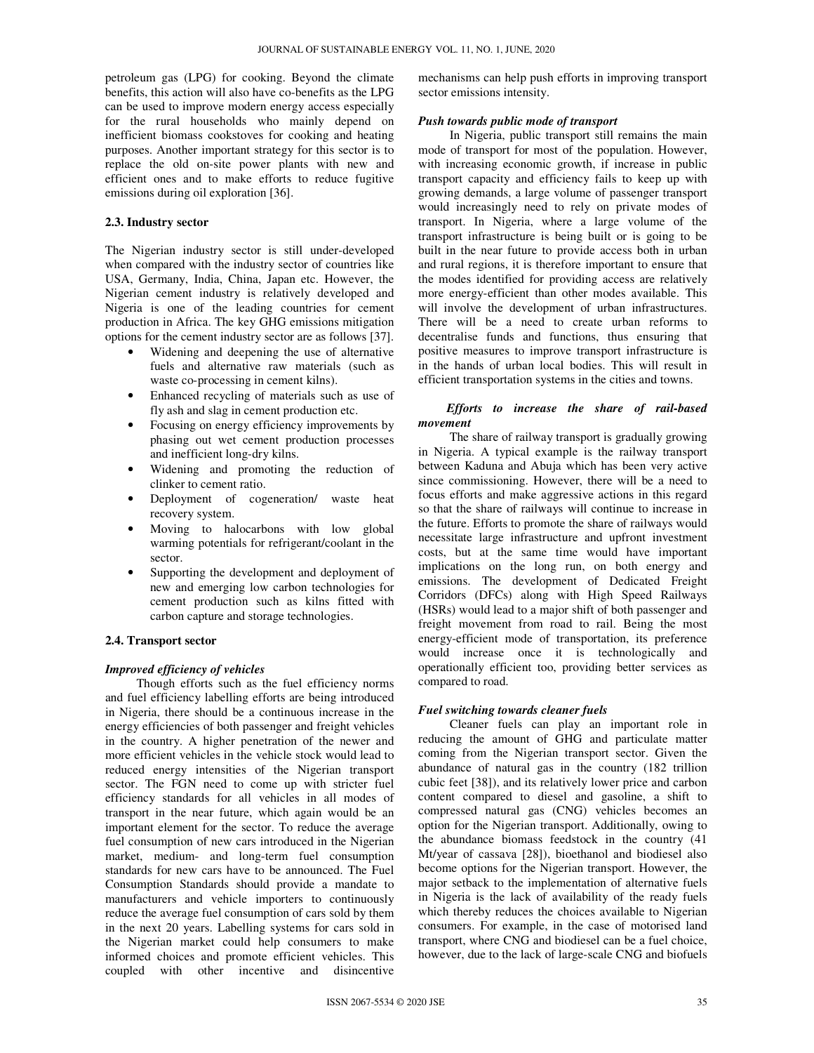petroleum gas (LPG) for cooking. Beyond the climate benefits, this action will also have co-benefits as the LPG can be used to improve modern energy access especially for the rural households who mainly depend on inefficient biomass cookstoves for cooking and heating purposes. Another important strategy for this sector is to replace the old on-site power plants with new and efficient ones and to make efforts to reduce fugitive emissions during oil exploration [36].

### 2.3. Industry sector

The Nigerian industry sector is still under-developed when compared with the industry sector of countries like USA, Germany, India, China, Japan etc. However, the Nigerian cement industry is relatively developed and Nigeria is one of the leading countries for cement production in Africa. The key GHG emissions mitigation options for the cement industry sector are as follows [37].

- Widening and deepening the use of alternative fuels and alternative raw materials (such as waste co-processing in cement kilns).
- Enhanced recycling of materials such as use of fly ash and slag in cement production etc.
- Focusing on energy efficiency improvements by phasing out wet cement production processes and inefficient long-dry kilns.
- Widening and promoting the reduction of clinker to cement ratio.
- Deployment of cogeneration/ waste heat recovery system.
- Moving to halocarbons with low global warming potentials for refrigerant/coolant in the sector.
- Supporting the development and deployment of new and emerging low carbon technologies for cement production such as kilns fitted with carbon capture and storage technologies.

### 2.4. Transport sector

***Improved efficiency of vehicles***

Though efforts such as the fuel efficiency norms and fuel efficiency labelling efforts are being introduced in Nigeria, there should be a continuous increase in the energy efficiencies of both passenger and freight vehicles in the country. A higher penetration of the newer and more efficient vehicles in the vehicle stock would lead to reduced energy intensities of the Nigerian transport sector. The FGN need to come up with stricter fuel efficiency standards for all vehicles in all modes of transport in the near future, which again would be an important element for the sector. To reduce the average fuel consumption of new cars introduced in the Nigerian market, medium- and long-term fuel consumption standards for new cars have to be announced. The Fuel Consumption Standards should provide a mandate to manufacturers and vehicle importers to continuously reduce the average fuel consumption of cars sold by them in the next 20 years. Labelling systems for cars sold in the Nigerian market could help consumers to make informed choices and promote efficient vehicles. This coupled with other incentive and disincentive mechanisms can help push efforts in improving transport sector emissions intensity.

***Push towards public mode of transport***

In Nigeria, public transport still remains the main mode of transport for most of the population. However, with increasing economic growth, if increase in public transport capacity and efficiency fails to keep up with growing demands, a large volume of passenger transport would increasingly need to rely on private modes of transport. In Nigeria, where a large volume of the transport infrastructure is being built or is going to be built in the near future to provide access both in urban and rural regions, it is therefore important to ensure that the modes identified for providing access are relatively more energy-efficient than other modes available. This will involve the development of urban infrastructures. There will be a need to create urban reforms to decentralise funds and functions, thus ensuring that positive measures to improve transport infrastructure is in the hands of urban local bodies. This will result in efficient transportation systems in the cities and towns.

***Efforts to increase the share of rail-based movement***

The share of railway transport is gradually growing in Nigeria. A typical example is the railway transport between Kaduna and Abuja which has been very active since commissioning. However, there will be a need to focus efforts and make aggressive actions in this regard so that the share of railways will continue to increase in the future. Efforts to promote the share of railways would necessitate large infrastructure and upfront investment costs, but at the same time would have important implications on the long run, on both energy and emissions. The development of Dedicated Freight Corridors (DFCs) along with High Speed Railways (HSRs) would lead to a major shift of both passenger and freight movement from road to rail. Being the most energy-efficient mode of transportation, its preference would increase once it is technologically and operationally efficient too, providing better services as compared to road.

***Fuel switching towards cleaner fuels***

Cleaner fuels can play an important role in reducing the amount of GHG and particulate matter coming from the Nigerian transport sector. Given the abundance of natural gas in the country (182 trillion cubic feet [38]), and its relatively lower price and carbon content compared to diesel and gasoline, a shift to compressed natural gas (CNG) vehicles becomes an option for the Nigerian transport. Additionally, owing to the abundance biomass feedstock in the country (41 Mt/year of cassava [28]), bioethanol and biodiesel also become options for the Nigerian transport. However, the major setback to the implementation of alternative fuels in Nigeria is the lack of availability of the ready fuels which thereby reduces the choices available to Nigerian consumers. For example, in the case of motorised land transport, where CNG and biodiesel can be a fuel choice, however, due to the lack of large-scale CNG and biofuels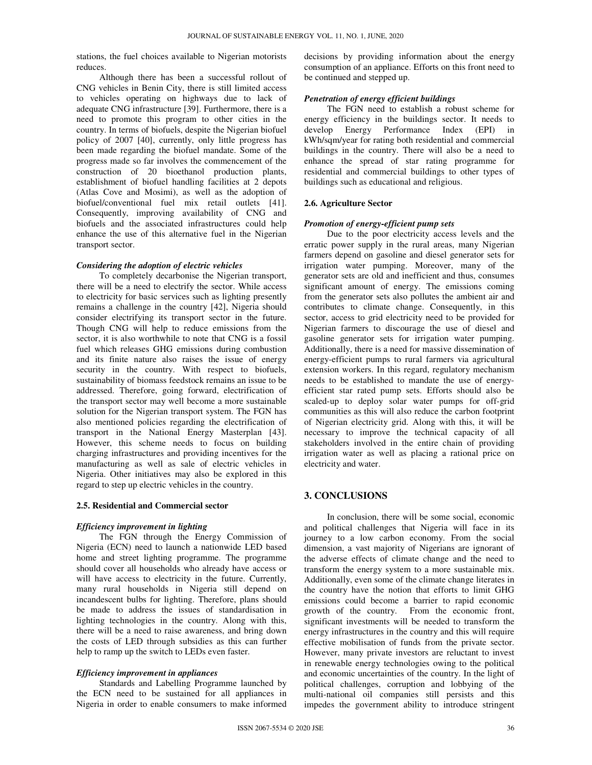stations, the fuel choices available to Nigerian motorists reduces.

Although there has been a successful rollout of CNG vehicles in Benin City, there is still limited access to vehicles operating on highways due to lack of adequate CNG infrastructure [39]. Furthermore, there is a need to promote this program to other cities in the country. In terms of biofuels, despite the Nigerian biofuel policy of 2007 [40], currently, only little progress has been made regarding the biofuel mandate. Some of the progress made so far involves the commencement of the construction of 20 bioethanol production plants, establishment of biofuel handling facilities at 2 depots (Atlas Cove and Mosimi), as well as the adoption of biofuel/conventional fuel mix retail outlets [41]. Consequently, improving availability of CNG and biofuels and the associated infrastructures could help enhance the use of this alternative fuel in the Nigerian transport sector.

***Considering the adoption of electric vehicles***

To completely decarbonise the Nigerian transport, there will be a need to electrify the sector. While access to electricity for basic services such as lighting presently remains a challenge in the country [42], Nigeria should consider electrifying its transport sector in the future. Though CNG will help to reduce emissions from the sector, it is also worthwhile to note that CNG is a fossil fuel which releases GHG emissions during combustion and its finite nature also raises the issue of energy security in the country. With respect to biofuels, sustainability of biomass feedstock remains an issue to be addressed. Therefore, going forward, electrification of the transport sector may well become a more sustainable solution for the Nigerian transport system. The FGN has also mentioned policies regarding the electrification of transport in the National Energy Masterplan [43]. However, this scheme needs to focus on building charging infrastructures and providing incentives for the manufacturing as well as sale of electric vehicles in Nigeria. Other initiatives may also be explored in this regard to step up electric vehicles in the country.

### 2.5. Residential and Commercial sector

***Efficiency improvement in lighting***

The FGN through the Energy Commission of Nigeria (ECN) need to launch a nationwide LED based home and street lighting programme. The programme should cover all households who already have access or will have access to electricity in the future. Currently, many rural households in Nigeria still depend on incandescent bulbs for lighting. Therefore, plans should be made to address the issues of standardisation in lighting technologies in the country. Along with this, there will be a need to raise awareness, and bring down the costs of LED through subsidies as this can further help to ramp up the switch to LEDs even faster.

***Efficiency improvement in appliances***

Standards and Labelling Programme launched by the ECN need to be sustained for all appliances in Nigeria in order to enable consumers to make informed decisions by providing information about the energy consumption of an appliance. Efforts on this front need to be continued and stepped up.

***Penetration of energy efficient buildings***

The FGN need to establish a robust scheme for energy efficiency in the buildings sector. It needs to develop Energy Performance Index (EPI) in kWh/sqm/year for rating both residential and commercial buildings in the country. There will also be a need to enhance the spread of star rating programme for residential and commercial buildings to other types of buildings such as educational and religious.

### 2.6. Agriculture Sector

***Promotion of energy-efficient pump sets***

Due to the poor electricity access levels and the erratic power supply in the rural areas, many Nigerian farmers depend on gasoline and diesel generator sets for irrigation water pumping. Moreover, many of the generator sets are old and inefficient and thus, consumes significant amount of energy. The emissions coming from the generator sets also pollutes the ambient air and contributes to climate change. Consequently, in this sector, access to grid electricity need to be provided for Nigerian farmers to discourage the use of diesel and gasoline generator sets for irrigation water pumping. Additionally, there is a need for massive dissemination of energy-efficient pumps to rural farmers via agricultural extension workers. In this regard, regulatory mechanism needs to be established to mandate the use of energy-efficient star rated pump sets. Efforts should also be scaled-up to deploy solar water pumps for off-grid communities as this will also reduce the carbon footprint of Nigerian electricity grid. Along with this, it will be necessary to improve the technical capacity of all stakeholders involved in the entire chain of providing irrigation water as well as placing a rational price on electricity and water.

## 3. CONCLUSIONS

In conclusion, there will be some social, economic and political challenges that Nigeria will face in its journey to a low carbon economy. From the social dimension, a vast majority of Nigerians are ignorant of the adverse effects of climate change and the need to transform the energy system to a more sustainable mix. Additionally, even some of the climate change literates in the country have the notion that efforts to limit GHG emissions could become a barrier to rapid economic growth of the country. From the economic front, significant investments will be needed to transform the energy infrastructures in the country and this will require effective mobilisation of funds from the private sector. However, many private investors are reluctant to invest in renewable energy technologies owing to the political and economic uncertainties of the country. In the light of political challenges, corruption and lobbying of the multi-national oil companies still persists and this impedes the government ability to introduce stringent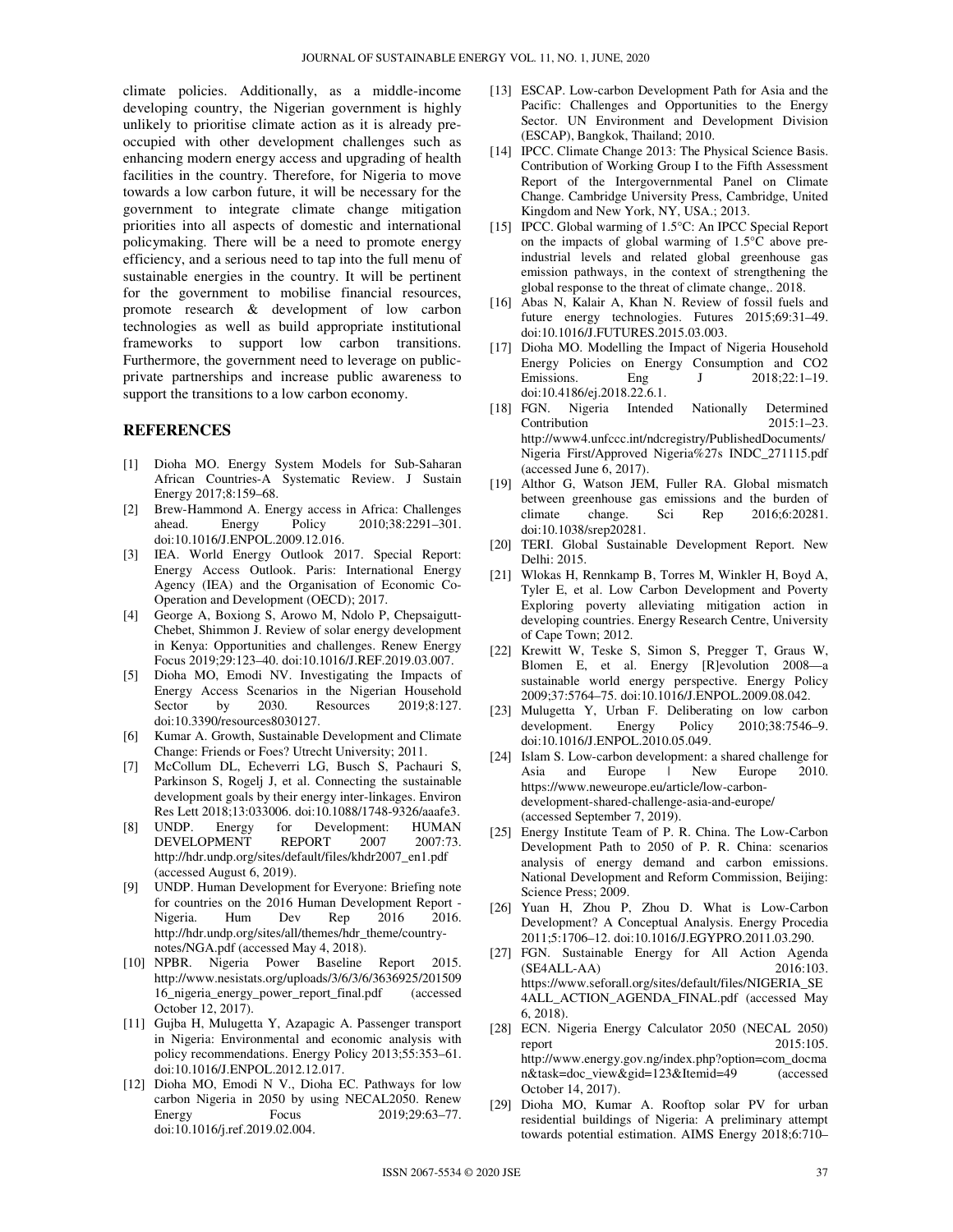climate policies. Additionally, as a middle-income developing country, the Nigerian government is highly unlikely to prioritise climate action as it is already pre-occupied with other development challenges such as enhancing modern energy access and upgrading of health facilities in the country. Therefore, for Nigeria to move towards a low carbon future, it will be necessary for the government to integrate climate change mitigation priorities into all aspects of domestic and international policymaking. There will be a need to promote energy efficiency, and a serious need to tap into the full menu of sustainable energies in the country. It will be pertinent for the government to mobilise financial resources, promote research & development of low carbon technologies as well as build appropriate institutional frameworks to support low carbon transitions. Furthermore, the government need to leverage on public-private partnerships and increase public awareness to support the transitions to a low carbon economy.

## REFERENCES

[1] Dioha MO. Energy System Models for Sub-Saharan African Countries-A Systematic Review. J Sustain Energy 2017;8:159–68.

[2] Brew-Hammond A. Energy access in Africa: Challenges ahead. Energy Policy 2010;38:2291–301. doi:10.1016/J.ENPOL.2009.12.016.

[3] IEA. World Energy Outlook 2017. Special Report: Energy Access Outlook. Paris: International Energy Agency (IEA) and the Organisation of Economic Co-Operation and Development (OECD); 2017.

[4] George A, Boxiong S, Arowo M, Ndolo P, Chepsaigutt-Chebet, Shimmon J. Review of solar energy development in Kenya: Opportunities and challenges. Renew Energy Focus 2019;29:123–40. doi:10.1016/J.REF.2019.03.007.

[5] Dioha MO, Emodi NV. Investigating the Impacts of Energy Access Scenarios in the Nigerian Household Sector by 2030. Resources 2019;8:127. doi:10.3390/resources8030127.

[6] Kumar A. Growth, Sustainable Development and Climate Change: Friends or Foes? Utrecht University; 2011.

[7] McCollum DL, Echeverri LG, Busch S, Pachauri S, Parkinson S, Rogelj J, et al. Connecting the sustainable development goals by their energy inter-linkages. Environ Res Lett 2018;13:033006. doi:10.1088/1748-9326/aaafe3.

[8] UNDP. Energy for Development: HUMAN DEVELOPMENT REPORT 2007 2007:73. http://hdr.undp.org/sites/default/files/khdr2007_en1.pdf (accessed August 6, 2019).

[9] UNDP. Human Development for Everyone: Briefing note for countries on the 2016 Human Development Report - Nigeria. Hum Dev Rep 2016 2016. http://hdr.undp.org/sites/all/themes/hdr_theme/country-notes/NGA.pdf (accessed May 4, 2018).

[10] NPBR. Nigeria Power Baseline Report 2015. http://www.nesistats.org/uploads/3/6/3/6/3636925/20150916_nigeria_energy_power_report_final.pdf (accessed October 12, 2017).

[11] Gujba H, Mulugetta Y, Azapagic A. Passenger transport in Nigeria: Environmental and economic analysis with policy recommendations. Energy Policy 2013;55:353–61. doi:10.1016/J.ENPOL.2012.12.017.

[12] Dioha MO, Emodi N V., Dioha EC. Pathways for low carbon Nigeria in 2050 by using NECAL2050. Renew Energy Focus 2019;29:63–77. doi:10.1016/j.ref.2019.02.004.

[13] ESCAP. Low-carbon Development Path for Asia and the Pacific: Challenges and Opportunities to the Energy Sector. UN Environment and Development Division (ESCAP), Bangkok, Thailand; 2010.

[14] IPCC. Climate Change 2013: The Physical Science Basis. Contribution of Working Group I to the Fifth Assessment Report of the Intergovernmental Panel on Climate Change. Cambridge University Press, Cambridge, United Kingdom and New York, NY, USA.; 2013.

[15] IPCC. Global warming of 1.5°C: An IPCC Special Report on the impacts of global warming of 1.5°C above pre-industrial levels and related global greenhouse gas emission pathways, in the context of strengthening the global response to the threat of climate change,. 2018.

[16] Abas N, Kalair A, Khan N. Review of fossil fuels and future energy technologies. Futures 2015;69:31–49. doi:10.1016/J.FUTURES.2015.03.003.

[17] Dioha MO. Modelling the Impact of Nigeria Household Energy Policies on Energy Consumption and CO2 Emissions. Eng J 2018;22:1–19. doi:10.4186/ej.2018.22.6.1.

[18] FGN. Nigeria Intended Nationally Determined Contribution 2015:1–23. http://www4.unfccc.int/ndcregistry/PublishedDocuments/Nigeria First/Approved Nigeria%27s INDC_271115.pdf (accessed June 6, 2017).

[19] Althor G, Watson JEM, Fuller RA. Global mismatch between greenhouse gas emissions and the burden of climate change. Sci Rep 2016;6:20281. doi:10.1038/srep20281.

[20] TERI. Global Sustainable Development Report. New Delhi: 2015.

[21] Wlokas H, Rennkamp B, Torres M, Winkler H, Boyd A, Tyler E, et al. Low Carbon Development and Poverty Exploring poverty alleviating mitigation action in developing countries. Energy Research Centre, University of Cape Town; 2012.

[22] Krewitt W, Teske S, Simon S, Pregger T, Graus W, Blomen E, et al. Energy [R]evolution 2008—a sustainable world energy perspective. Energy Policy 2009;37:5764–75. doi:10.1016/J.ENPOL.2009.08.042.

[23] Mulugetta Y, Urban F. Deliberating on low carbon development. Energy Policy 2010;38:7546–9. doi:10.1016/J.ENPOL.2010.05.049.

[24] Islam S. Low-carbon development: a shared challenge for Asia and Europe | New Europe 2010. https://www.neweurope.eu/article/low-carbon-development-shared-challenge-asia-and-europe/ (accessed September 7, 2019).

[25] Energy Institute Team of P. R. China. The Low-Carbon Development Path to 2050 of P. R. China: scenarios analysis of energy demand and carbon emissions. National Development and Reform Commission, Beijing: Science Press; 2009.

[26] Yuan H, Zhou P, Zhou D. What is Low-Carbon Development? A Conceptual Analysis. Energy Procedia 2011;5:1706–12. doi:10.1016/J.EGYPRO.2011.03.290.

[27] FGN. Sustainable Energy for All Action Agenda (SE4ALL-AA) 2016:103. https://www.seforall.org/sites/default/files/NIGERIA_SE4ALL_ACTION_AGENDA_FINAL.pdf (accessed May 6, 2018).

[28] ECN. Nigeria Energy Calculator 2050 (NECAL 2050) report 2015:105. http://www.energy.gov.ng/index.php?option=com_docman&task=doc_view&gid=123&Itemid=49 (accessed October 14, 2017).

[29] Dioha MO, Kumar A. Rooftop solar PV for urban residential buildings of Nigeria: A preliminary attempt towards potential estimation. AIMS Energy 2018;6:710–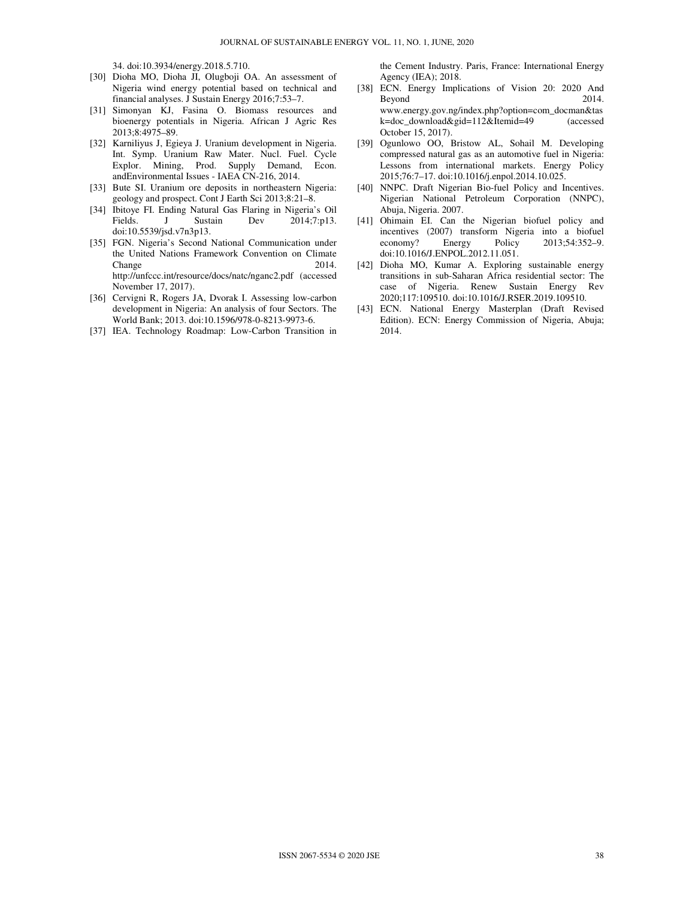34. doi:10.3934/energy.2018.5.710.

[30] Dioha MO, Dioha JI, Olugboji OA. An assessment of Nigeria wind energy potential based on technical and financial analyses. J Sustain Energy 2016;7:53–7.

[31] Simonyan KJ, Fasina O. Biomass resources and bioenergy potentials in Nigeria. African J Agric Res 2013;8:4975–89.

[32] Karniliyus J, Egieya J. Uranium development in Nigeria. Int. Symp. Uranium Raw Mater. Nucl. Fuel. Cycle Explor. Mining, Prod. Supply Demand, Econ. andEnvironmental Issues - IAEA CN-216, 2014.

[33] Bute SI. Uranium ore deposits in northeastern Nigeria: geology and prospect. Cont J Earth Sci 2013;8:21–8.

[34] Ibitoye FI. Ending Natural Gas Flaring in Nigeria's Oil Fields. J Sustain Dev 2014;7:p13. doi:10.5539/jsd.v7n3p13.

[35] FGN. Nigeria's Second National Communication under the United Nations Framework Convention on Climate Change 2014. http://unfccc.int/resource/docs/natc/nganc2.pdf (accessed November 17, 2017).

[36] Cervigni R, Rogers JA, Dvorak I. Assessing low-carbon development in Nigeria: An analysis of four Sectors. The World Bank; 2013. doi:10.1596/978-0-8213-9973-6.

[37] IEA. Technology Roadmap: Low-Carbon Transition in the Cement Industry. Paris, France: International Energy Agency (IEA); 2018.

[38] ECN. Energy Implications of Vision 20: 2020 And Beyond 2014. www.energy.gov.ng/index.php?option=com_docman&task=doc_download&gid=112&Itemid=49 (accessed October 15, 2017).

[39] Ogunlowo OO, Bristow AL, Sohail M. Developing compressed natural gas as an automotive fuel in Nigeria: Lessons from international markets. Energy Policy 2015;76:7–17. doi:10.1016/j.enpol.2014.10.025.

[40] NNPC. Draft Nigerian Bio-fuel Policy and Incentives. Nigerian National Petroleum Corporation (NNPC), Abuja, Nigeria. 2007.

[41] Ohimain EI. Can the Nigerian biofuel policy and incentives (2007) transform Nigeria into a biofuel economy? Energy Policy 2013;54:352–9. doi:10.1016/J.ENPOL.2012.11.051.

[42] Dioha MO, Kumar A. Exploring sustainable energy transitions in sub-Saharan Africa residential sector: The case of Nigeria. Renew Sustain Energy Rev 2020;117:109510. doi:10.1016/J.RSER.2019.109510.

[43] ECN. National Energy Masterplan (Draft Revised Edition). ECN: Energy Commission of Nigeria, Abuja; 2014.